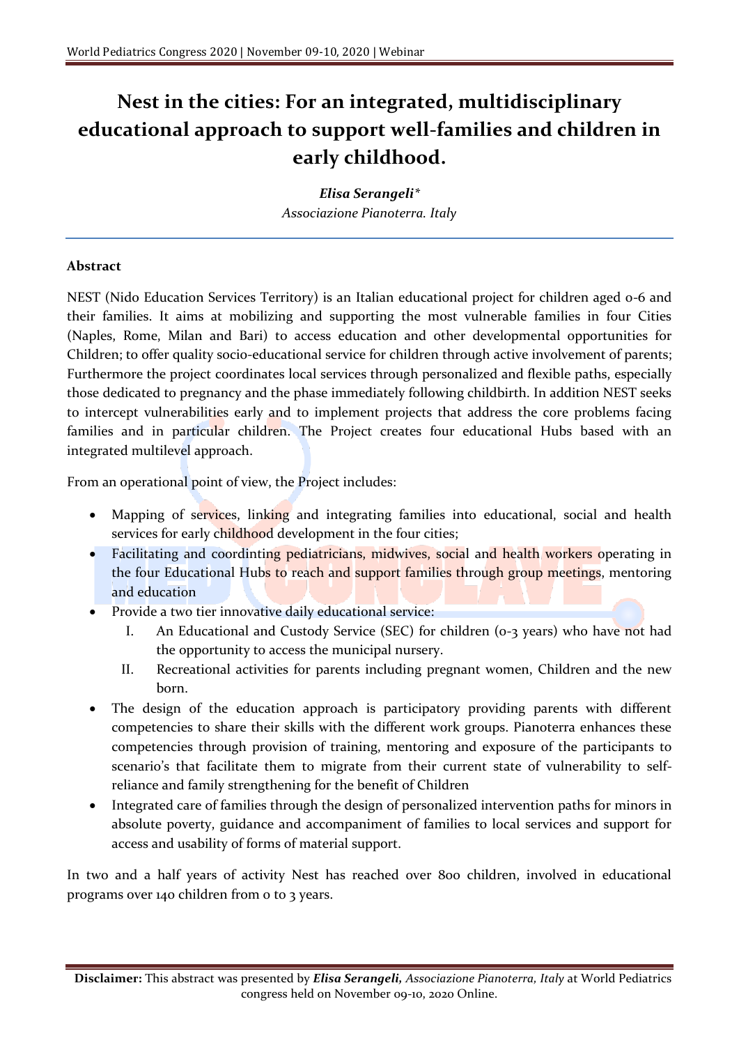# Nest in the cities: For an integrated, multidisciplinary educational approach to support well-families and children in early childhood.

***Elisa Serangeli****
*Associazione Pianoterra. Italy*

## Abstract

NEST (Nido Education Services Territory) is an Italian educational project for children aged 0-6 and their families. It aims at mobilizing and supporting the most vulnerable families in four Cities (Naples, Rome, Milan and Bari) to access education and other developmental opportunities for Children; to offer quality socio-educational service for children through active involvement of parents; Furthermore the project coordinates local services through personalized and flexible paths, especially those dedicated to pregnancy and the phase immediately following childbirth. In addition NEST seeks to intercept vulnerabilities early and to implement projects that address the core problems facing families and in particular children. The Project creates four educational Hubs based with an integrated multilevel approach.

From an operational point of view, the Project includes:

- Mapping of services, linking and integrating families into educational, social and health services for early childhood development in the four cities;
- Facilitating and coordinting pediatricians, midwives, social and health workers operating in the four Educational Hubs to reach and support families through group meetings, mentoring and education
- Provide a two tier innovative daily educational service:
    I. An Educational and Custody Service (SEC) for children (0-3 years) who have not had the opportunity to access the municipal nursery.
    II. Recreational activities for parents including pregnant women, Children and the new born.
- The design of the education approach is participatory providing parents with different competencies to share their skills with the different work groups. Pianoterra enhances these competencies through provision of training, mentoring and exposure of the participants to scenario's that facilitate them to migrate from their current state of vulnerability to self-reliance and family strengthening for the benefit of Children
- Integrated care of families through the design of personalized intervention paths for minors in absolute poverty, guidance and accompaniment of families to local services and support for access and usability of forms of material support.

In two and a half years of activity Nest has reached over 800 children, involved in educational programs over 140 children from 0 to 3 years.

**Disclaimer:** This abstract was presented by ***Elisa Serangeli,*** *Associazione Pianoterra, Italy* at World Pediatrics congress held on November 09-10, 2020 Online.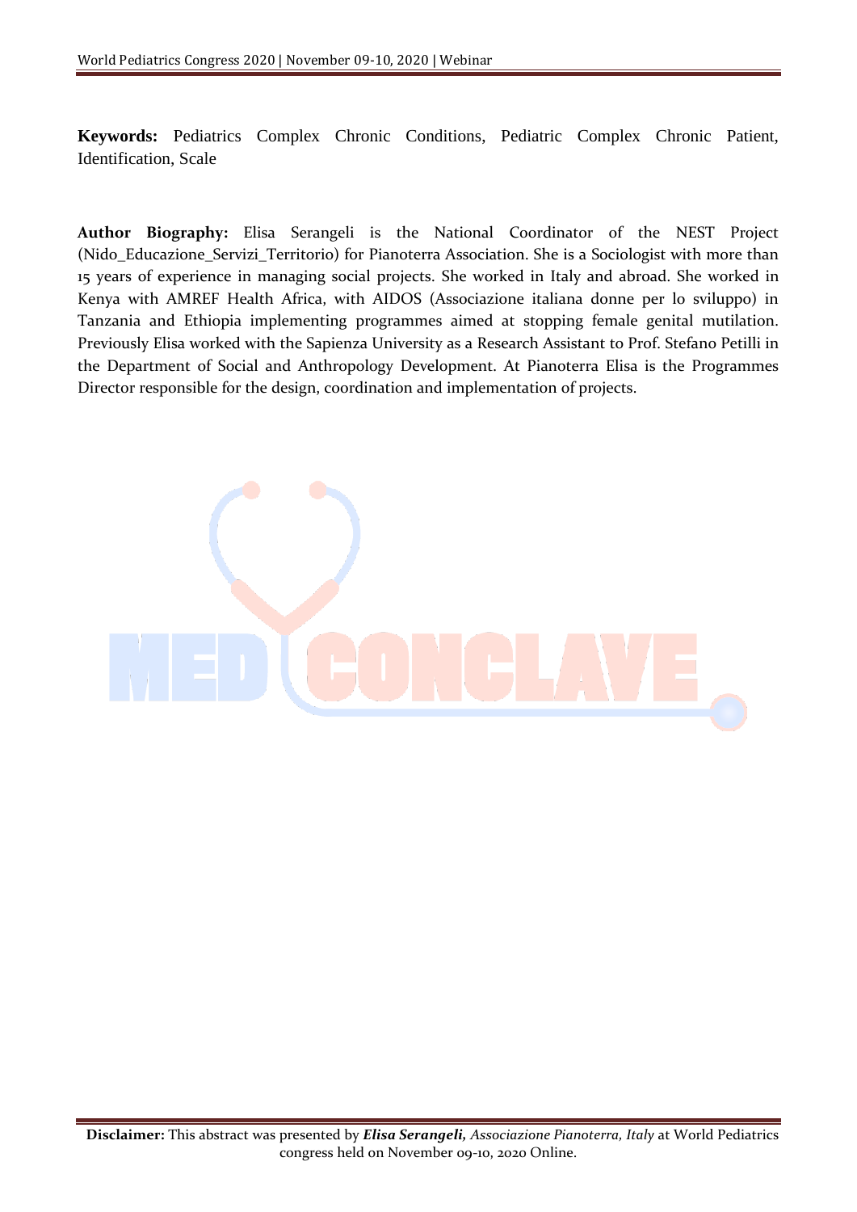**Keywords:** Pediatrics Complex Chronic Conditions, Pediatric Complex Chronic Patient, Identification, Scale

**Author Biography:** Elisa Serangeli is the National Coordinator of the NEST Project (Nido_Educazione_Servizi_Territorio) for Pianoterra Association. She is a Sociologist with more than 15 years of experience in managing social projects. She worked in Italy and abroad. She worked in Kenya with AMREF Health Africa, with AIDOS (Associazione italiana donne per lo sviluppo) in Tanzania and Ethiopia implementing programmes aimed at stopping female genital mutilation. Previously Elisa worked with the Sapienza University as a Research Assistant to Prof. Stefano Petilli in the Department of Social and Anthropology Development. At Pianoterra Elisa is the Programmes Director responsible for the design, coordination and implementation of projects.

**Disclaimer:** This abstract was presented by ***Elisa Serangeli,*** *Associazione Pianoterra, Italy* at World Pediatrics congress held on November 09-10, 2020 Online.